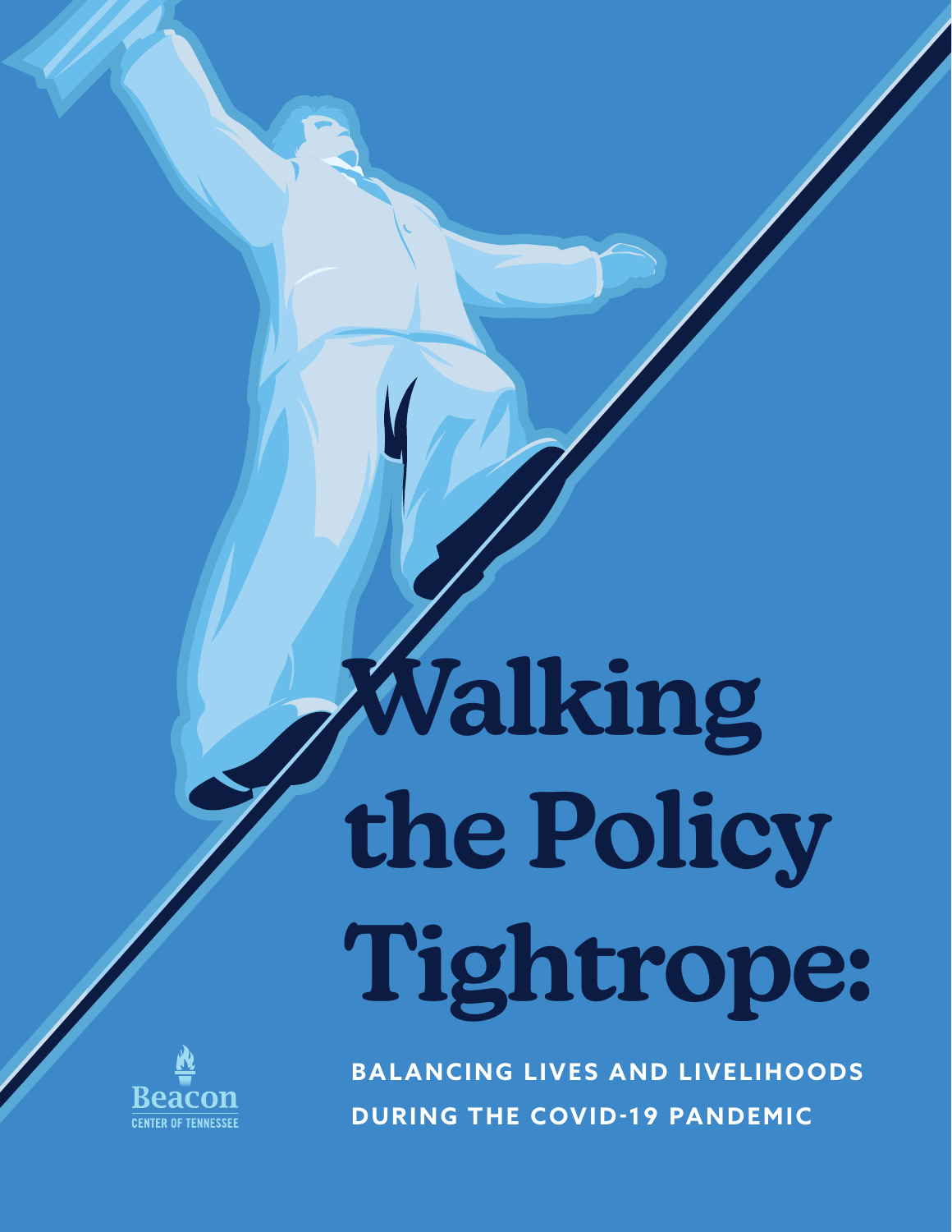# Walking the Policy Tightrope:

**BALANCING LIVES AND LIVELIHOODS DURING THE COVID-19 PANDEMIC**

Beacon
CENTER OF TENNESSEE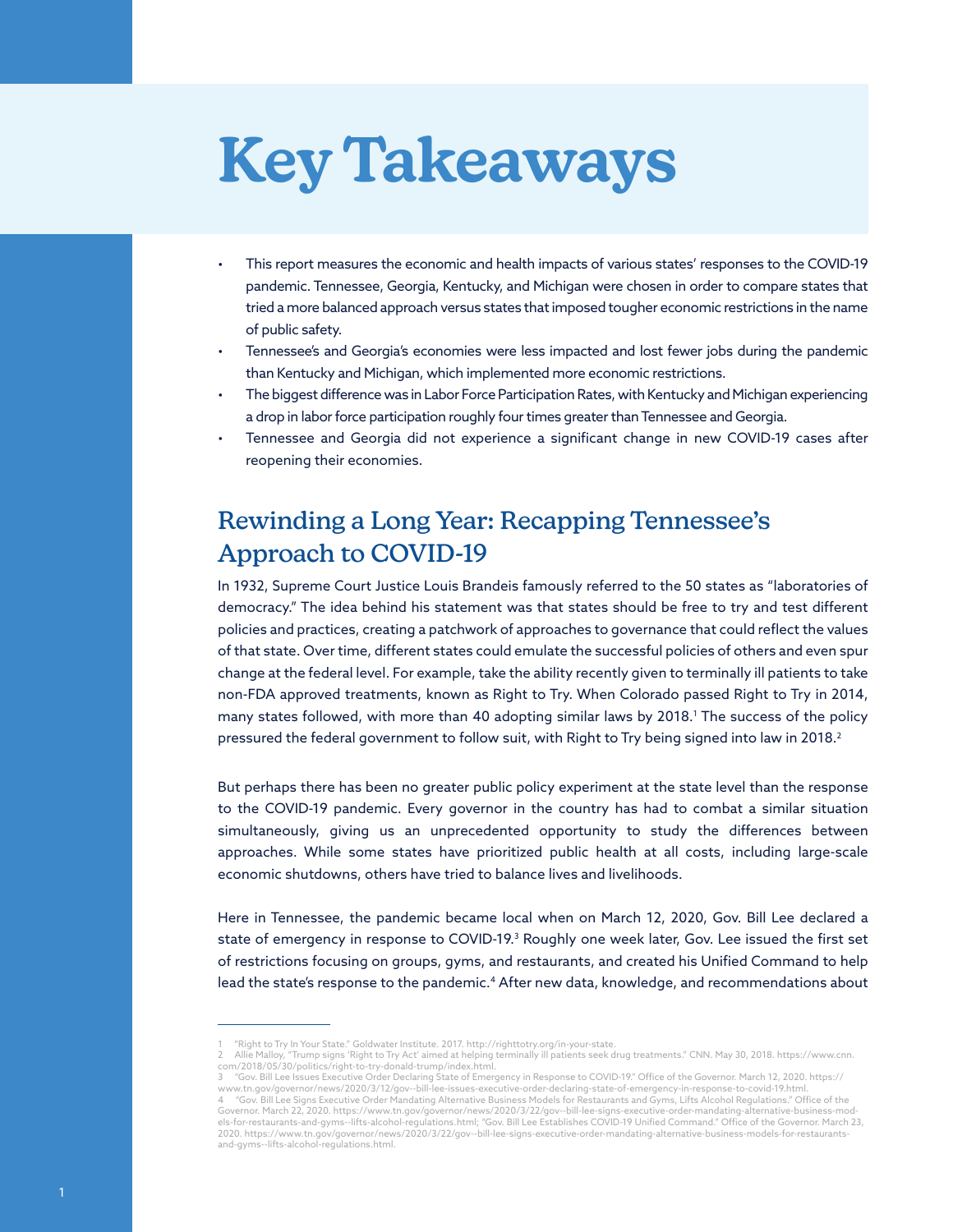# Key Takeaways

- This report measures the economic and health impacts of various states' responses to the COVID-19 pandemic. Tennessee, Georgia, Kentucky, and Michigan were chosen in order to compare states that tried a more balanced approach versus states that imposed tougher economic restrictions in the name of public safety.
- Tennessee's and Georgia's economies were less impacted and lost fewer jobs during the pandemic than Kentucky and Michigan, which implemented more economic restrictions.
- The biggest difference was in Labor Force Participation Rates, with Kentucky and Michigan experiencing a drop in labor force participation roughly four times greater than Tennessee and Georgia.
- Tennessee and Georgia did not experience a significant change in new COVID-19 cases after reopening their economies.

## Rewinding a Long Year: Recapping Tennessee's Approach to COVID-19

In 1932, Supreme Court Justice Louis Brandeis famously referred to the 50 states as "laboratories of democracy." The idea behind his statement was that states should be free to try and test different policies and practices, creating a patchwork of approaches to governance that could reflect the values of that state. Over time, different states could emulate the successful policies of others and even spur change at the federal level. For example, take the ability recently given to terminally ill patients to take non-FDA approved treatments, known as Right to Try. When Colorado passed Right to Try in 2014, many states followed, with more than 40 adopting similar laws by 2018.[1] The success of the policy pressured the federal government to follow suit, with Right to Try being signed into law in 2018.[2]

But perhaps there has been no greater public policy experiment at the state level than the response to the COVID-19 pandemic. Every governor in the country has had to combat a similar situation simultaneously, giving us an unprecedented opportunity to study the differences between approaches. While some states have prioritized public health at all costs, including large-scale economic shutdowns, others have tried to balance lives and livelihoods.

Here in Tennessee, the pandemic became local when on March 12, 2020, Gov. Bill Lee declared a state of emergency in response to COVID-19.[3] Roughly one week later, Gov. Lee issued the first set of restrictions focusing on groups, gyms, and restaurants, and created his Unified Command to help lead the state's response to the pandemic.[4] After new data, knowledge, and recommendations about

---

1 "Right to Try In Your State." Goldwater Institute. 2017. http://righttotry.org/in-your-state.

2 Allie Malloy, "Trump signs 'Right to Try Act' aimed at helping terminally ill patients seek drug treatments." CNN. May 30, 2018. https://www.cnn.com/2018/05/30/politics/right-to-try-donald-trump/index.html.

3 "Gov. Bill Lee Issues Executive Order Declaring State of Emergency in Response to COVID-19." Office of the Governor. March 12, 2020. https://www.tn.gov/governor/news/2020/3/12/gov--bill-lee-issues-executive-order-declaring-state-of-emergency-in-response-to-covid-19.html.

4 "Gov. Bill Lee Signs Executive Order Mandating Alternative Business Models for Restaurants and Gyms, Lifts Alcohol Regulations." Office of the Governor. March 22, 2020. https://www.tn.gov/governor/news/2020/3/22/gov--bill-lee-signs-executive-order-mandating-alternative-business-models-for-restaurants-and-gyms--lifts-alcohol-regulations.html; "Gov. Bill Lee Establishes COVID-19 Unified Command." Office of the Governor. March 23, 2020. https://www.tn.gov/governor/news/2020/3/22/gov--bill-lee-signs-executive-order-mandating-alternative-business-models-for-restaurants-and-gyms--lifts-alcohol-regulations.html.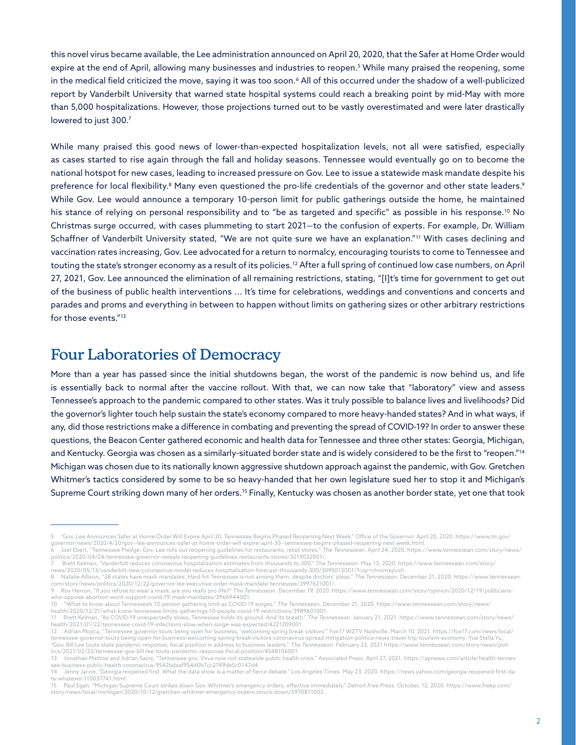this novel virus became available, the Lee administration announced on April 20, 2020, that the Safer at Home Order would expire at the end of April, allowing many businesses and industries to reopen.[5] While many praised the reopening, some in the medical field criticized the move, saying it was too soon.[6] All of this occurred under the shadow of a well-publicized report by Vanderbilt University that warned state hospital systems could reach a breaking point by mid-May with more than 5,000 hospitalizations. However, those projections turned out to be vastly overestimated and were later drastically lowered to just 300.[7]

While many praised this good news of lower-than-expected hospitalization levels, not all were satisfied, especially as cases started to rise again through the fall and holiday seasons. Tennessee would eventually go on to become the national hotspot for new cases, leading to increased pressure on Gov. Lee to issue a statewide mask mandate despite his preference for local flexibility.[8] Many even questioned the pro-life credentials of the governor and other state leaders.[9] While Gov. Lee would announce a temporary 10-person limit for public gatherings outside the home, he maintained his stance of relying on personal responsibility and to "be as targeted and specific" as possible in his response.[10] No Christmas surge occurred, with cases plummeting to start 2021—to the confusion of experts. For example, Dr. William Schaffner of Vanderbilt University stated, "We are not quite sure we have an explanation."[11] With cases declining and vaccination rates increasing, Gov. Lee advocated for a return to normalcy, encouraging tourists to come to Tennessee and touting the state's stronger economy as a result of its policies.[12] After a full spring of continued low case numbers, on April 27, 2021, Gov. Lee announced the elimination of all remaining restrictions, stating, "[I]t's time for government to get out of the business of public health interventions … It's time for celebrations, weddings and conventions and concerts and parades and proms and everything in between to happen without limits on gathering sizes or other arbitrary restrictions for those events."[13]

## Four Laboratories of Democracy

More than a year has passed since the initial shutdowns began, the worst of the pandemic is now behind us, and life is essentially back to normal after the vaccine rollout. With that, we can now take that "laboratory" view and assess Tennessee's approach to the pandemic compared to other states. Was it truly possible to balance lives and livelihoods? Did the governor's lighter touch help sustain the state's economy compared to more heavy-handed states? And in what ways, if any, did those restrictions make a difference in combating and preventing the spread of COVID-19? In order to answer these questions, the Beacon Center gathered economic and health data for Tennessee and three other states: Georgia, Michigan, and Kentucky. Georgia was chosen as a similarly-situated border state and is widely considered to be the first to "reopen."[14] Michigan was chosen due to its nationally known aggressive shutdown approach against the pandemic, with Gov. Gretchen Whitmer's tactics considered by some to be so heavy-handed that her own legislature sued her to stop it and Michigan's Supreme Court striking down many of her orders.[15] Finally, Kentucky was chosen as another border state, yet one that took

---

5 "Gov. Lee Announces Safer at Home Order Will Expire April 30, Tennessee Begins Phased Reopening Next Week." Office of the Governor. April 20, 2020. https://www.tn.gov/governor/news/2020/4/20/gov--lee-announces-safer-at-home-order-will-expire-april-30--tennessee-begins-phased-reopening-next-week.html.

6 Joel Ebert, "Tennessee Pledge: Gov. Lee rolls out reopening guidelines for restaurants, retail stores." *The Tennessean*. April 24, 2020. https://www.tennessean.com/story/news/politics/2020/04/24/tennessee-governor-reveals-reopening-guidelines-restaurants-stores/3019032001/.

7 Brett Kelman, "Vanderbilt reduces coronavirus hospitalization estimates from thousands to 300." *The Tennessean*. May 13, 2020. https://www.tennessean.com/story/news/2020/05/13/vanderbilt-new-coronavirus-model-reduces-hospitalization-forecast-thousands-300/3095013001/?csp=chromepush.

8 Natalie Allison, "38 states have mask mandates. Hard-hit Tennessee is not among them, despite doctors' pleas." *The Tennessean*. December 21, 2020. https://www.tennessean.com/story/news/politics/2020/12/22/governor-lee-executive-order-mask-mandate-tennessee/3997621001/.

9 Roy Herron, "If you refuse to wear a mask, are you really pro-life?" *The Tennessean*. December 19, 2020. https://www.tennessean.com/story/opinion/2020/12/19/politicians-who-oppose-abortion-wont-support-covid-19-mask-mandates/3966944001.

10 "What to know about Tennessee's 10-person gathering limit as COVID-19 surges." *The Tennessean*. December 21, 2020. https://www.tennessean.com/story/news/health/2020/12/21/what-know-tennessee-limits-gatherings-10-people-covid-19-restrictions/3989601001.

11 Brett Kelman, "As COVID-19 unexpectedly slows, Tennessee holds its ground. And its breath." *The Tennessean*. January 21, 2021. https://www.tennessean.com/story/news/health/2021/01/22/tennessee-covid-19-infections-slow-when-surge-was-expected/4221209001.

12 Adrian Mojica, "Tennessee governor touts being open for business, 'welcoming spring break visitors'." Fox17 WZTV Nashville. March 10, 2021. https://fox17.com/news/local/tennessee-governor-touts-being-open-for-business-welcoming-spring-break-visitors-coronavirus-spread-mitigation-politics-news-travel-trip-tourism-economy; Yue Stella Yu, "Gov. Bill Lee touts state pandemic response, fiscal position in address to business leaders." *The Tennessean*. February 23, 2021 https://www.tennessean.com/story/news/politics/2021/02/23/tennessee-gov-bill-lee-touts-pandemic-response-fiscal-position/4548106001.

13 Jonathan Mattise and Adrian Sainz, "Tennessee gov: Virus now not statewide public health crisis." Associated Press. April 27, 2021. https://apnews.com/article/health-tennessee-business-public-health-coronavirus-9542bdaaf954d0b7cc2749de5c0147d4.

14 Jenny Jarvie, "Georgia reopened first. What the data show is a matter of fierce debate." *Los Angeles Times*. May 23, 2020. https://news.yahoo.com/georgia-reopened-first-data-whatever-110037741.html.

15 Paul Egan, "Michigan Supreme Court strikes down Gov. Whitmer's emergency orders, effective immediately." *Detroit Free Press*. October, 12, 2020. https://www.freep.com/story/news/local/michigan/2020/10/12/gretchen-whitmer-emergency-orders-struck-down/5970811002.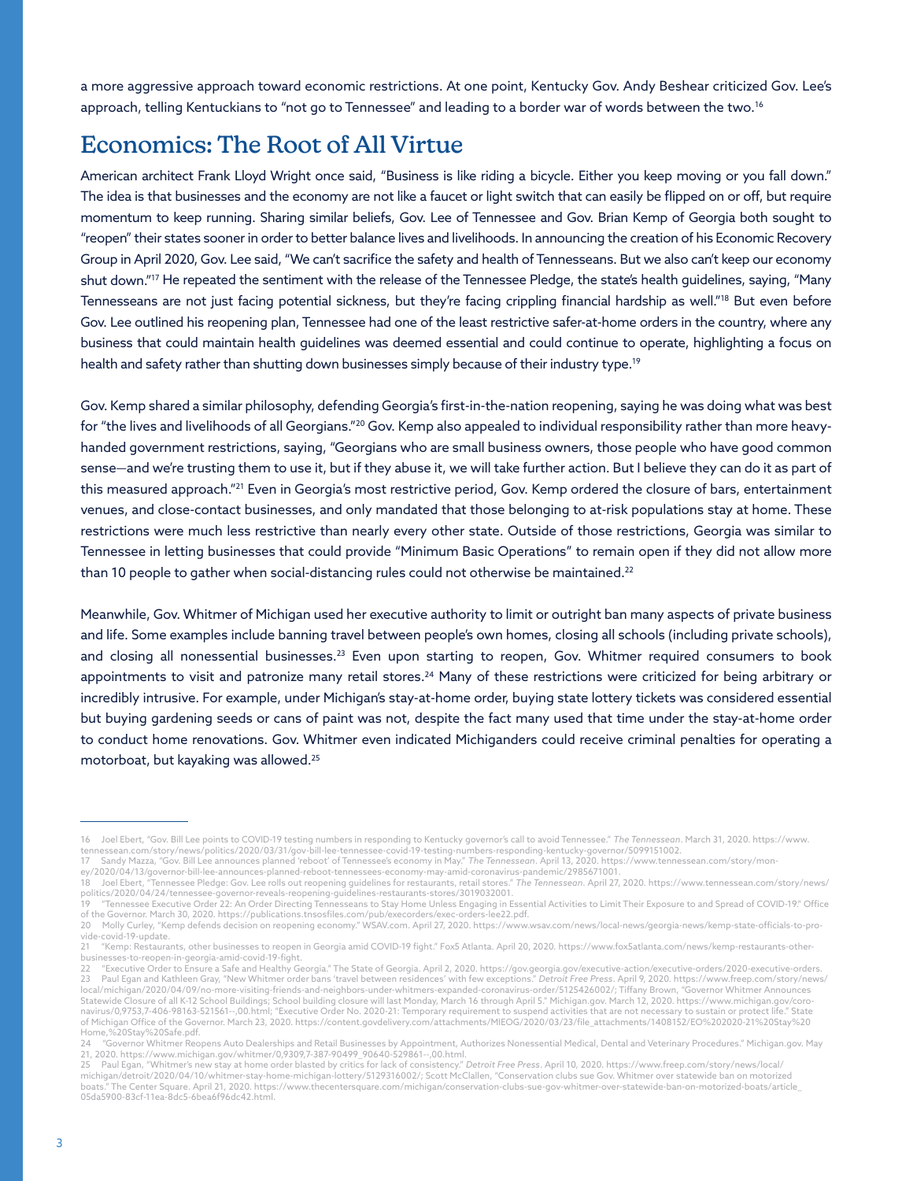a more aggressive approach toward economic restrictions. At one point, Kentucky Gov. Andy Beshear criticized Gov. Lee's approach, telling Kentuckians to "not go to Tennessee" and leading to a border war of words between the two.[16]

## Economics: The Root of All Virtue

American architect Frank Lloyd Wright once said, "Business is like riding a bicycle. Either you keep moving or you fall down." The idea is that businesses and the economy are not like a faucet or light switch that can easily be flipped on or off, but require momentum to keep running. Sharing similar beliefs, Gov. Lee of Tennessee and Gov. Brian Kemp of Georgia both sought to "reopen" their states sooner in order to better balance lives and livelihoods. In announcing the creation of his Economic Recovery Group in April 2020, Gov. Lee said, "We can't sacrifice the safety and health of Tennesseans. But we also can't keep our economy shut down."[17] He repeated the sentiment with the release of the Tennessee Pledge, the state's health guidelines, saying, "Many Tennesseans are not just facing potential sickness, but they're facing crippling financial hardship as well."[18] But even before Gov. Lee outlined his reopening plan, Tennessee had one of the least restrictive safer-at-home orders in the country, where any business that could maintain health guidelines was deemed essential and could continue to operate, highlighting a focus on health and safety rather than shutting down businesses simply because of their industry type.[19]

Gov. Kemp shared a similar philosophy, defending Georgia's first-in-the-nation reopening, saying he was doing what was best for "the lives and livelihoods of all Georgians."[20] Gov. Kemp also appealed to individual responsibility rather than more heavy-handed government restrictions, saying, "Georgians who are small business owners, those people who have good common sense—and we're trusting them to use it, but if they abuse it, we will take further action. But I believe they can do it as part of this measured approach."[21] Even in Georgia's most restrictive period, Gov. Kemp ordered the closure of bars, entertainment venues, and close-contact businesses, and only mandated that those belonging to at-risk populations stay at home. These restrictions were much less restrictive than nearly every other state. Outside of those restrictions, Georgia was similar to Tennessee in letting businesses that could provide "Minimum Basic Operations" to remain open if they did not allow more than 10 people to gather when social-distancing rules could not otherwise be maintained.[22]

Meanwhile, Gov. Whitmer of Michigan used her executive authority to limit or outright ban many aspects of private business and life. Some examples include banning travel between people's own homes, closing all schools (including private schools), and closing all nonessential businesses.[23] Even upon starting to reopen, Gov. Whitmer required consumers to book appointments to visit and patronize many retail stores.[24] Many of these restrictions were criticized for being arbitrary or incredibly intrusive. For example, under Michigan's stay-at-home order, buying state lottery tickets was considered essential but buying gardening seeds or cans of paint was not, despite the fact many used that time under the stay-at-home order to conduct home renovations. Gov. Whitmer even indicated Michiganders could receive criminal penalties for operating a motorboat, but kayaking was allowed.[25]

---

16 Joel Ebert, "Gov. Bill Lee points to COVID-19 testing numbers in responding to Kentucky governor's call to avoid Tennessee." *The Tennessean*. March 31, 2020. https://www.tennessean.com/story/news/politics/2020/03/31/gov-bill-lee-tennessee-covid-19-testing-numbers-responding-kentucky-governor/5099151002.

17 Sandy Mazza, "Gov. Bill Lee announces planned 'reboot' of Tennessee's economy in May." *The Tennessean*. April 13, 2020. https://www.tennessean.com/story/money/2020/04/13/governor-bill-lee-announces-planned-reboot-tennessees-economy-may-amid-coronavirus-pandemic/2985671001.

18 Joel Ebert, "Tennessee Pledge: Gov. Lee rolls out reopening guidelines for restaurants, retail stores." *The Tennessean*. April 27, 2020. https://www.tennessean.com/story/news/politics/2020/04/24/tennessee-governor-reveals-reopening-guidelines-restaurants-stores/3019032001.

19 "Tennessee Executive Order 22: An Order Directing Tennesseans to Stay Home Unless Engaging in Essential Activities to Limit Their Exposure to and Spread of COVID-19." Office of the Governor. March 30, 2020. https://publications.tnsosfiles.com/pub/execorders/exec-orders-lee22.pdf.

20 Molly Curley, "Kemp defends decision on reopening economy." WSAV.com. April 27, 2020. https://www.wsav.com/news/local-news/georgia-news/kemp-state-officials-to-provide-covid-19-update.

21 "Kemp: Restaurants, other businesses to reopen in Georgia amid COVID-19 fight." Fox5 Atlanta. April 20, 2020. https://www.fox5atlanta.com/news/kemp-restaurants-other-businesses-to-reopen-in-georgia-amid-covid-19-fight.

22 "Executive Order to Ensure a Safe and Healthy Georgia." The State of Georgia. April 2, 2020. https://gov.georgia.gov/executive-action/executive-orders/2020-executive-orders.

23 Paul Egan and Kathleen Gray, "New Whitmer order bans 'travel between residences' with few exceptions." *Detroit Free Press*. April 9, 2020. https://www.freep.com/story/news/local/michigan/2020/04/09/no-more-visiting-friends-and-neighbors-under-whitmers-expanded-coronavirus-order/5125426002/; Tiffany Brown, "Governor Whitmer Announces Statewide Closure of all K-12 School Buildings; School building closure will last Monday, March 16 through April 5." Michigan.gov. March 12, 2020. https://www.michigan.gov/coronavirus/0,9753,7-406-98163-521561--,00.html; "Executive Order No. 2020-21: Temporary requirement to suspend activities that are not necessary to sustain or protect life." State of Michigan Office of the Governor. March 23, 2020. https://content.govdelivery.com/attachments/MIEOG/2020/03/23/file_attachments/1408152/EO%202020-21%20Stay%20Home,%20Stay%20Safe.pdf.

24 "Governor Whitmer Reopens Auto Dealerships and Retail Businesses by Appointment, Authorizes Nonessential Medical, Dental and Veterinary Procedures." Michigan.gov. May 21, 2020. https://www.michigan.gov/whitmer/0,9309,7-387-90499_90640-529861--,00.html.

25 Paul Egan, "Whitmer's new stay at home order blasted by critics for lack of consistency." *Detroit Free Press*. April 10, 2020. https://www.freep.com/story/news/local/michigan/detroit/2020/04/10/whitmer-stay-home-michigan-lottery/5129316002/; Scott McClallen, "Conservation clubs sue Gov. Whitmer over statewide ban on motorized boats." The Center Square. April 21, 2020. https://www.thecentersquare.com/michigan/conservation-clubs-sue-gov-whitmer-over-statewide-ban-on-motorized-boats/article_05da5900-83cf-11ea-8dc5-6bea6f96dc42.html.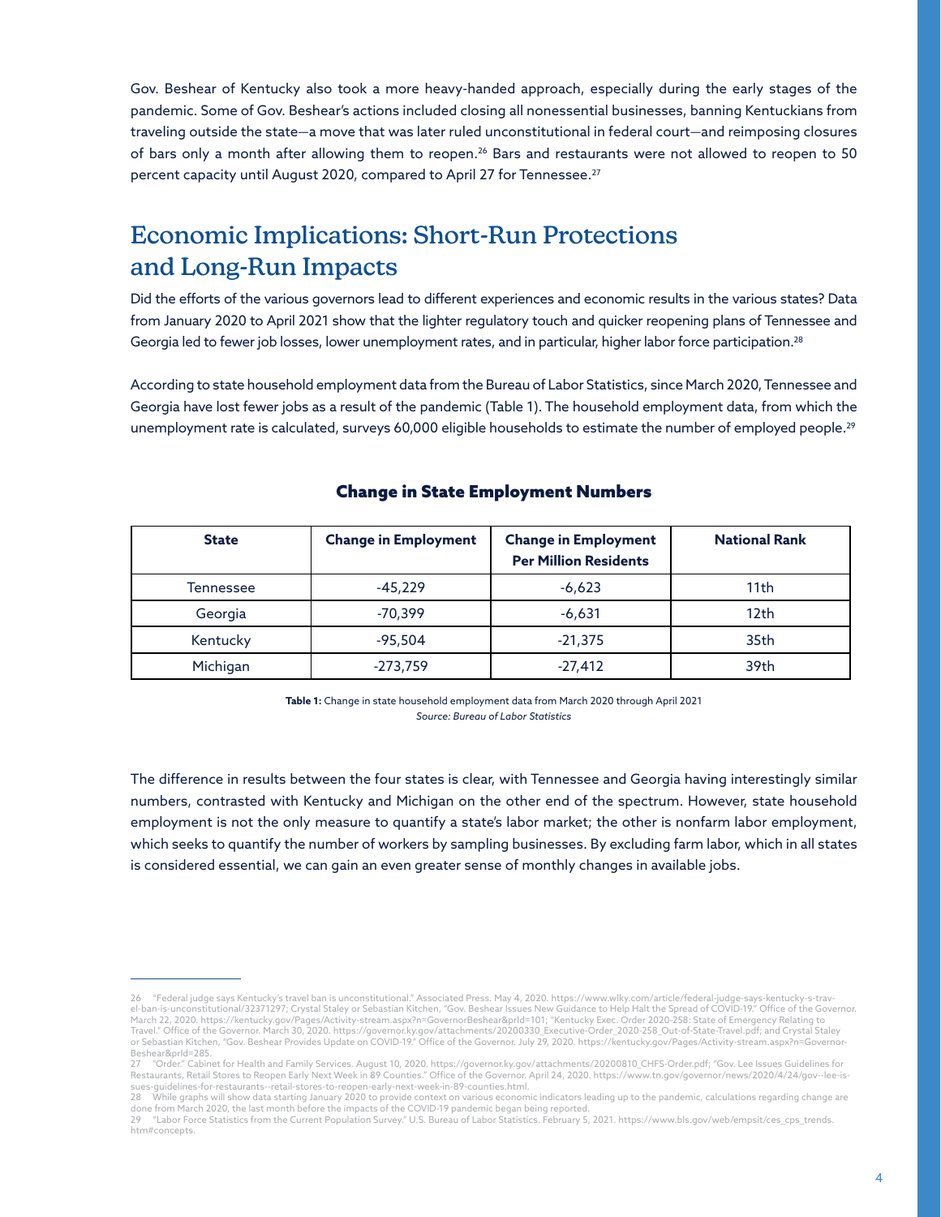Gov. Beshear of Kentucky also took a more heavy-handed approach, especially during the early stages of the pandemic. Some of Gov. Beshear's actions included closing all nonessential businesses, banning Kentuckians from traveling outside the state—a move that was later ruled unconstitutional in federal court—and reimposing closures of bars only a month after allowing them to reopen.[26] Bars and restaurants were not allowed to reopen to 50 percent capacity until August 2020, compared to April 27 for Tennessee.[27]

## Economic Implications: Short-Run Protections and Long-Run Impacts

Did the efforts of the various governors lead to different experiences and economic results in the various states? Data from January 2020 to April 2021 show that the lighter regulatory touch and quicker reopening plans of Tennessee and Georgia led to fewer job losses, lower unemployment rates, and in particular, higher labor force participation.[28]

According to state household employment data from the Bureau of Labor Statistics, since March 2020, Tennessee and Georgia have lost fewer jobs as a result of the pandemic (Table 1). The household employment data, from which the unemployment rate is calculated, surveys 60,000 eligible households to estimate the number of employed people.[29]

**Change in State Employment Numbers**

| State | Change in Employment | Change in Employment Per Million Residents | National Rank |
|---|---|---|---|
| Tennessee | -45,229 | -6,623 | 11th |
| Georgia | -70,399 | -6,631 | 12th |
| Kentucky | -95,504 | -21,375 | 35th |
| Michigan | -273,759 | -27,412 | 39th |

**Table 1:** Change in state household employment data from March 2020 through April 2021
*Source: Bureau of Labor Statistics*

The difference in results between the four states is clear, with Tennessee and Georgia having interestingly similar numbers, contrasted with Kentucky and Michigan on the other end of the spectrum. However, state household employment is not the only measure to quantify a state's labor market; the other is nonfarm labor employment, which seeks to quantify the number of workers by sampling businesses. By excluding farm labor, which in all states is considered essential, we can gain an even greater sense of monthly changes in available jobs.

---

26 "Federal judge says Kentucky's travel ban is unconstitutional." Associated Press. May 4, 2020. https://www.wlky.com/article/federal-judge-says-kentucky-s-travel-ban-is-unconstitutional/32371297; Crystal Staley or Sebastian Kitchen, "Gov. Beshear Issues New Guidance to Help Halt the Spread of COVID-19." Office of the Governor. March 22, 2020. https://kentucky.gov/Pages/Activity-stream.aspx?n=GovernorBeshear&prId=101; "Kentucky Exec. Order 2020-258: State of Emergency Relating to Travel." Office of the Governor. March 30, 2020. https://governor.ky.gov/attachments/20200330_Executive-Order_2020-258_Out-of-State-Travel.pdf; and Crystal Staley or Sebastian Kitchen, "Gov. Beshear Provides Update on COVID-19." Office of the Governor. July 29, 2020. https://kentucky.gov/Pages/Activity-stream.aspx?n=GovernorBeshear&prId=285.

27 "Order." Cabinet for Health and Family Services. August 10, 2020. https://governor.ky.gov/attachments/20200810_CHFS-Order.pdf; "Gov. Lee Issues Guidelines for Restaurants, Retail Stores to Reopen Early Next Week in 89 Counties." Office of the Governor. April 24, 2020. https://www.tn.gov/governor/news/2020/4/24/gov--lee-issues-guidelines-for-restaurants--retail-stores-to-reopen-early-next-week-in-89-counties.html.

28 While graphs will show data starting January 2020 to provide context on various economic indicators leading up to the pandemic, calculations regarding change are done from March 2020, the last month before the impacts of the COVID-19 pandemic began being reported.

29 "Labor Force Statistics from the Current Population Survey." U.S. Bureau of Labor Statistics. February 5, 2021. https://www.bls.gov/web/empsit/ces_cps_trends.htm#concepts.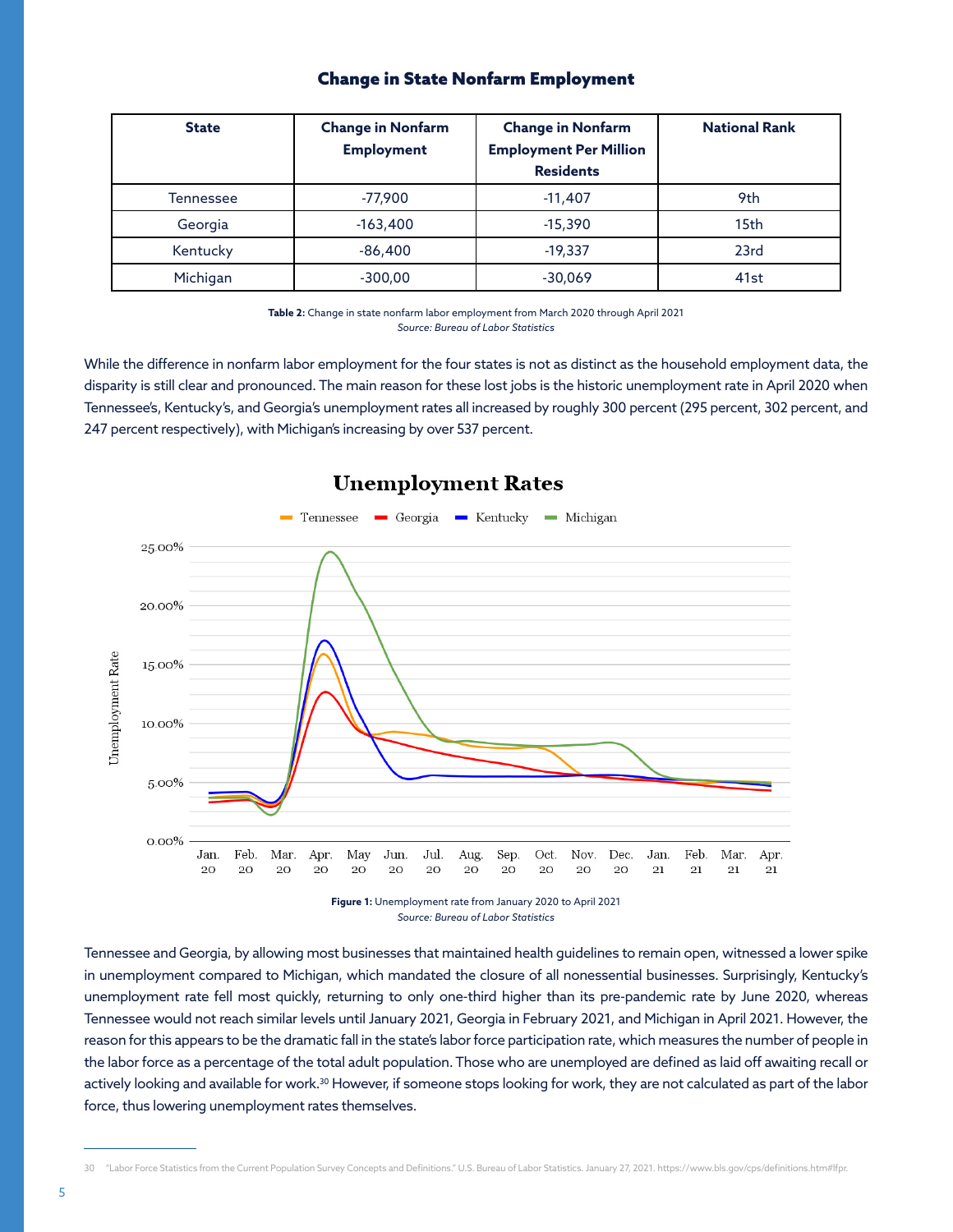## Change in State Nonfarm Employment

| State | Change in Nonfarm Employment | Change in Nonfarm Employment Per Million Residents | National Rank |
|---|---|---|---|
| Tennessee | -77,900 | -11,407 | 9th |
| Georgia | -163,400 | -15,390 | 15th |
| Kentucky | -86,400 | -19,337 | 23rd |
| Michigan | -300,00 | -30,069 | 41st |

**Table 2:** Change in state nonfarm labor employment from March 2020 through April 2021
*Source: Bureau of Labor Statistics*

While the difference in nonfarm labor employment for the four states is not as distinct as the household employment data, the disparity is still clear and pronounced. The main reason for these lost jobs is the historic unemployment rate in April 2020 when Tennessee's, Kentucky's, and Georgia's unemployment rates all increased by roughly 300 percent (295 percent, 302 percent, and 247 percent respectively), with Michigan's increasing by over 537 percent.

**Figure 1:** Unemployment rate from January 2020 to April 2021
*Source: Bureau of Labor Statistics*

Tennessee and Georgia, by allowing most businesses that maintained health guidelines to remain open, witnessed a lower spike in unemployment compared to Michigan, which mandated the closure of all nonessential businesses. Surprisingly, Kentucky's unemployment rate fell most quickly, returning to only one-third higher than its pre-pandemic rate by June 2020, whereas Tennessee would not reach similar levels until January 2021, Georgia in February 2021, and Michigan in April 2021. However, the reason for this appears to be the dramatic fall in the state's labor force participation rate, which measures the number of people in the labor force as a percentage of the total adult population. Those who are unemployed are defined as laid off awaiting recall or actively looking and available for work.[30] However, if someone stops looking for work, they are not calculated as part of the labor force, thus lowering unemployment rates themselves.

30 "Labor Force Statistics from the Current Population Survey Concepts and Definitions." U.S. Bureau of Labor Statistics. January 27, 2021. https://www.bls.gov/cps/definitions.htm#lfpr.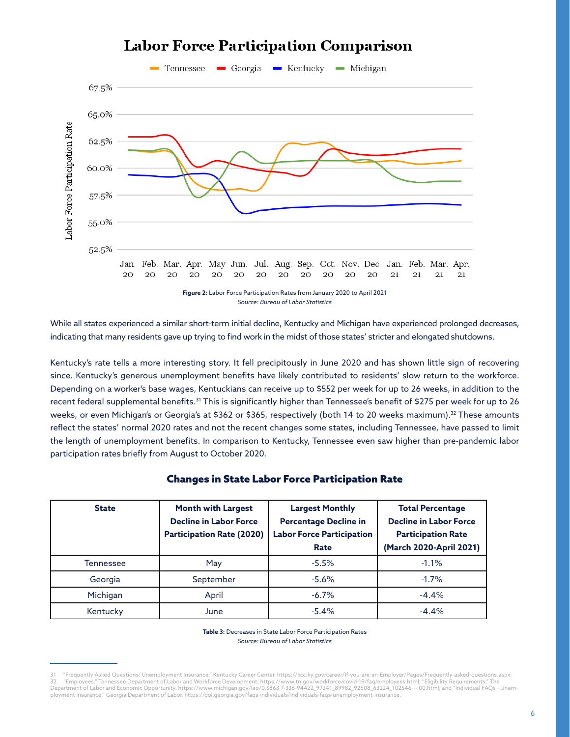## Labor Force Participation Comparison

**Figure 2:** Labor Force Participation Rates from January 2020 to April 2021
*Source: Bureau of Labor Statistics*

While all states experienced a similar short-term initial decline, Kentucky and Michigan have experienced prolonged decreases, indicating that many residents gave up trying to find work in the midst of those states' stricter and elongated shutdowns.

Kentucky's rate tells a more interesting story. It fell precipitously in June 2020 and has shown little sign of recovering since. Kentucky's generous unemployment benefits have likely contributed to residents' slow return to the workforce. Depending on a worker's base wages, Kentuckians can receive up to $552 per week for up to 26 weeks, in addition to the recent federal supplemental benefits.[31] This is significantly higher than Tennessee's benefit of $275 per week for up to 26 weeks, or even Michigan's or Georgia's at $362 or $365, respectively (both 14 to 20 weeks maximum).[32] These amounts reflect the states' normal 2020 rates and not the recent changes some states, including Tennessee, have passed to limit the length of unemployment benefits. In comparison to Kentucky, Tennessee even saw higher than pre-pandemic labor participation rates briefly from August to October 2020.

### Changes in State Labor Force Participation Rate

| State | Month with Largest Decline in Labor Force Participation Rate (2020) | Largest Monthly Percentage Decline in Labor Force Participation Rate | Total Percentage Decline in Labor Force Participation Rate (March 2020-April 2021) |
|---|---|---|---|
| Tennessee | May | -5.5% | -1.1% |
| Georgia | September | -5.6% | -1.7% |
| Michigan | April | -6.7% | -4.4% |
| Kentucky | June | -5.4% | -4.4% |

**Table 3:** Decreases in State Labor Force Participation Rates
*Source: Bureau of Labor Statistics*

31 "Frequently Asked Questions: Unemployment Insurance." Kentucky Career Center. https://kcc.ky.gov/career/If-you-are-an-Employer/Pages/Frequently-asked-questions.aspx.
32 "Employees." Tennessee Department of Labor and Workforce Development. https://www.tn.gov/workforce/covid-19/faq/employees.html; "Eligibility Requirements." The Department of Labor and Economic Opportunity. https://www.michigan.gov/leo/0,5863,7-336-94422_97241_89982_92608_63224_102546---,00.html; and "Individual FAQs - Unemployment Insurance." Georgia Department of Labor. https://dol.georgia.gov/faqs-individuals/individuals-faqs-unemployment-insurance.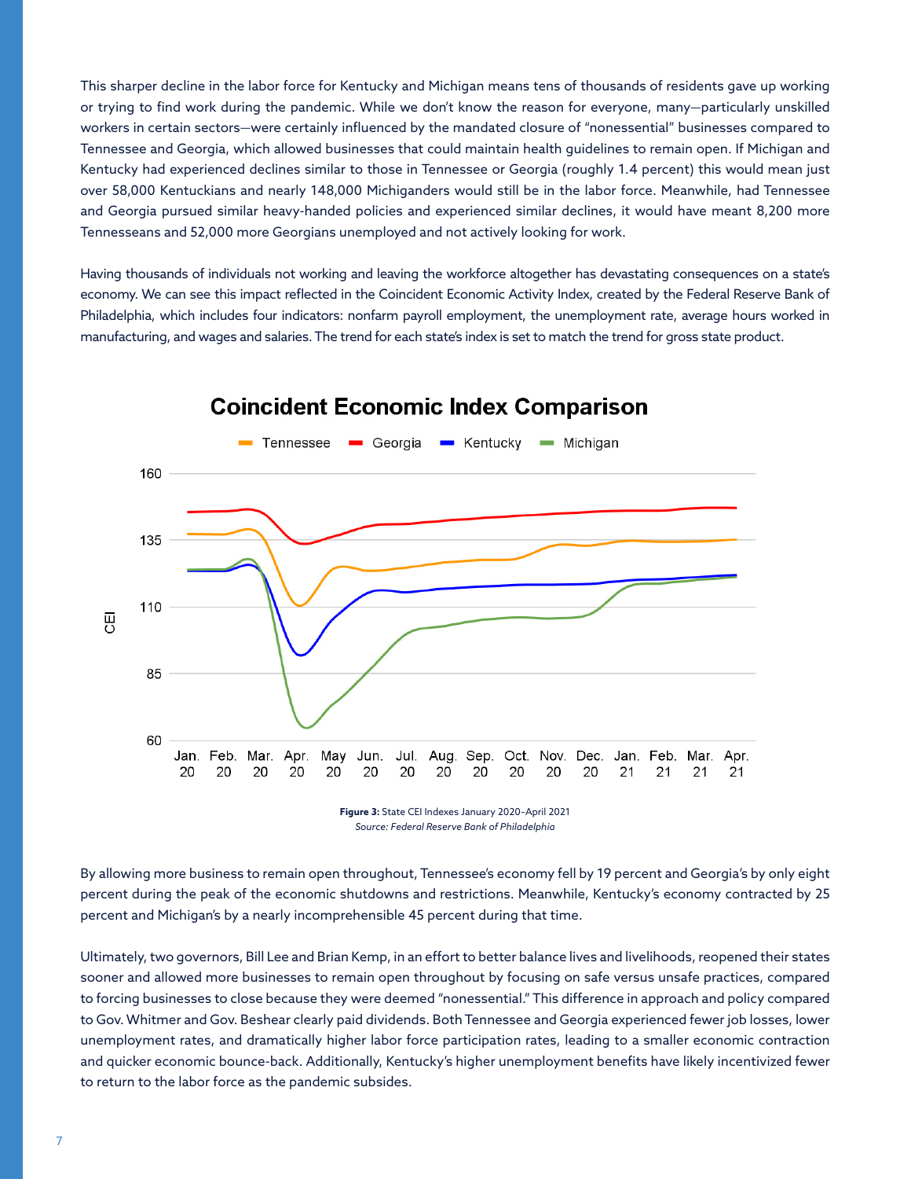This sharper decline in the labor force for Kentucky and Michigan means tens of thousands of residents gave up working or trying to find work during the pandemic. While we don't know the reason for everyone, many—particularly unskilled workers in certain sectors—were certainly influenced by the mandated closure of "nonessential" businesses compared to Tennessee and Georgia, which allowed businesses that could maintain health guidelines to remain open. If Michigan and Kentucky had experienced declines similar to those in Tennessee or Georgia (roughly 1.4 percent) this would mean just over 58,000 Kentuckians and nearly 148,000 Michiganders would still be in the labor force. Meanwhile, had Tennessee and Georgia pursued similar heavy-handed policies and experienced similar declines, it would have meant 8,200 more Tennesseans and 52,000 more Georgians unemployed and not actively looking for work.

Having thousands of individuals not working and leaving the workforce altogether has devastating consequences on a state's economy. We can see this impact reflected in the Coincident Economic Activity Index, created by the Federal Reserve Bank of Philadelphia, which includes four indicators: nonfarm payroll employment, the unemployment rate, average hours worked in manufacturing, and wages and salaries. The trend for each state's index is set to match the trend for gross state product.

**Figure 3:** State CEI Indexes January 2020–April 2021
*Source: Federal Reserve Bank of Philadelphia*

By allowing more business to remain open throughout, Tennessee's economy fell by 19 percent and Georgia's by only eight percent during the peak of the economic shutdowns and restrictions. Meanwhile, Kentucky's economy contracted by 25 percent and Michigan's by a nearly incomprehensible 45 percent during that time.

Ultimately, two governors, Bill Lee and Brian Kemp, in an effort to better balance lives and livelihoods, reopened their states sooner and allowed more businesses to remain open throughout by focusing on safe versus unsafe practices, compared to forcing businesses to close because they were deemed "nonessential." This difference in approach and policy compared to Gov. Whitmer and Gov. Beshear clearly paid dividends. Both Tennessee and Georgia experienced fewer job losses, lower unemployment rates, and dramatically higher labor force participation rates, leading to a smaller economic contraction and quicker economic bounce-back. Additionally, Kentucky's higher unemployment benefits have likely incentivized fewer to return to the labor force as the pandemic subsides.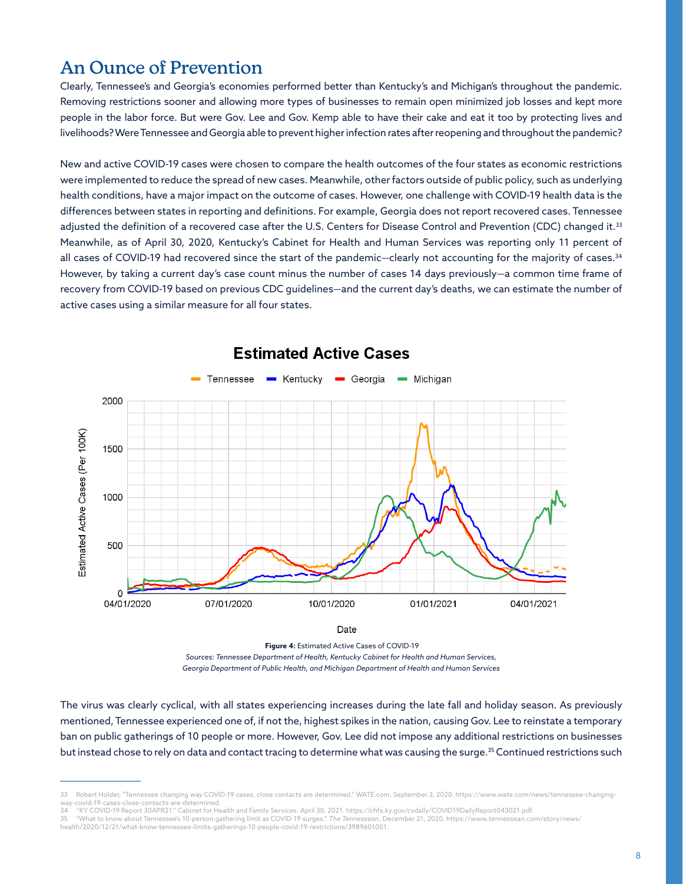## An Ounce of Prevention

Clearly, Tennessee's and Georgia's economies performed better than Kentucky's and Michigan's throughout the pandemic. Removing restrictions sooner and allowing more types of businesses to remain open minimized job losses and kept more people in the labor force. But were Gov. Lee and Gov. Kemp able to have their cake and eat it too by protecting lives and livelihoods? Were Tennessee and Georgia able to prevent higher infection rates after reopening and throughout the pandemic?

New and active COVID-19 cases were chosen to compare the health outcomes of the four states as economic restrictions were implemented to reduce the spread of new cases. Meanwhile, other factors outside of public policy, such as underlying health conditions, have a major impact on the outcome of cases. However, one challenge with COVID-19 health data is the differences between states in reporting and definitions. For example, Georgia does not report recovered cases. Tennessee adjusted the definition of a recovered case after the U.S. Centers for Disease Control and Prevention (CDC) changed it.[33] Meanwhile, as of April 30, 2020, Kentucky's Cabinet for Health and Human Services was reporting only 11 percent of all cases of COVID-19 had recovered since the start of the pandemic—clearly not accounting for the majority of cases.[34] However, by taking a current day's case count minus the number of cases 14 days previously—a common time frame of recovery from COVID-19 based on previous CDC guidelines—and the current day's deaths, we can estimate the number of active cases using a similar measure for all four states.

**Estimated Active Cases**

**Figure 4:** Estimated Active Cases of COVID-19

*Sources: Tennessee Department of Health, Kentucky Cabinet for Health and Human Services, Georgia Department of Public Health, and Michigan Department of Health and Human Services*

The virus was clearly cyclical, with all states experiencing increases during the late fall and holiday season. As previously mentioned, Tennessee experienced one of, if not the, highest spikes in the nation, causing Gov. Lee to reinstate a temporary ban on public gatherings of 10 people or more. However, Gov. Lee did not impose any additional restrictions on businesses but instead chose to rely on data and contact tracing to determine what was causing the surge.[35] Continued restrictions such

---

33 Robert Holder, "Tennessee changing way COVID-19 cases, close contacts are determined." WATE.com. September 3, 2020. https://www.wate.com/news/tennessee-changing-way-covid-19-cases-close-contacts-are-determined.

34 "KY COVID-19 Report 30APR21." Cabinet for Health and Family Services. April 30, 2021. https://chfs.ky.gov/cvdaily/COVID19DailyReport043021.pdf.

35 "What to know about Tennessee's 10-person gathering limit as COVID-19 surges." *The Tennessean*. December 21, 2020. https://www.tennessean.com/story/news/health/2020/12/21/what-know-tennessee-limits-gatherings-10-people-covid-19-restrictions/3989601001.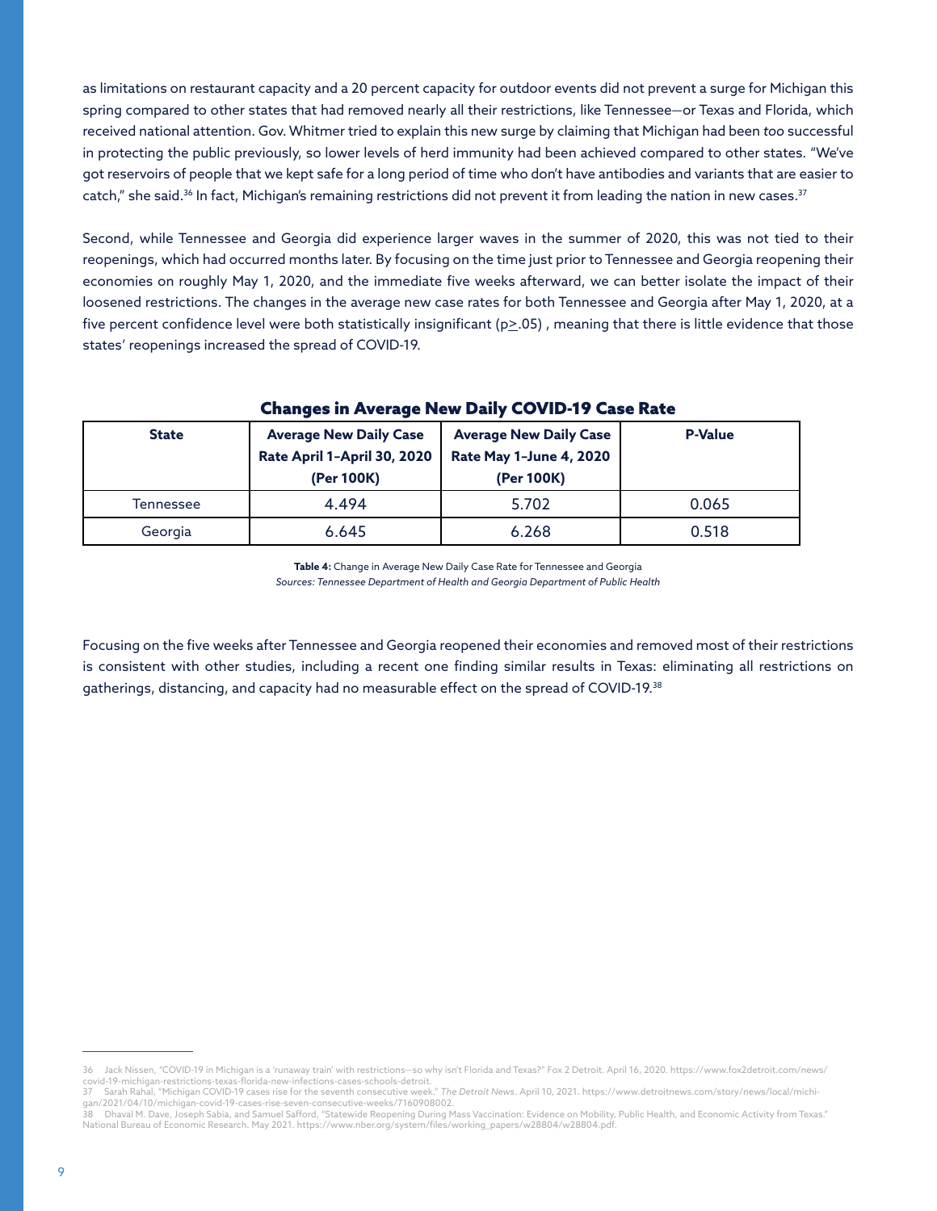as limitations on restaurant capacity and a 20 percent capacity for outdoor events did not prevent a surge for Michigan this spring compared to other states that had removed nearly all their restrictions, like Tennessee—or Texas and Florida, which received national attention. Gov. Whitmer tried to explain this new surge by claiming that Michigan had been *too* successful in protecting the public previously, so lower levels of herd immunity had been achieved compared to other states. "We've got reservoirs of people that we kept safe for a long period of time who don't have antibodies and variants that are easier to catch," she said.[36] In fact, Michigan's remaining restrictions did not prevent it from leading the nation in new cases.[37]

Second, while Tennessee and Georgia did experience larger waves in the summer of 2020, this was not tied to their reopenings, which had occurred months later. By focusing on the time just prior to Tennessee and Georgia reopening their economies on roughly May 1, 2020, and the immediate five weeks afterward, we can better isolate the impact of their loosened restrictions. The changes in the average new case rates for both Tennessee and Georgia after May 1, 2020, at a five percent confidence level were both statistically insignificant ($p \geq .05$) , meaning that there is little evidence that those states' reopenings increased the spread of COVID-19.

## Changes in Average New Daily COVID-19 Case Rate

| State | Average New Daily Case Rate April 1–April 30, 2020 (Per 100K) | Average New Daily Case Rate May 1–June 4, 2020 (Per 100K) | P-Value |
|---|---|---|---|
| Tennessee | 4.494 | 5.702 | 0.065 |
| Georgia | 6.645 | 6.268 | 0.518 |

**Table 4:** Change in Average New Daily Case Rate for Tennessee and Georgia
*Sources: Tennessee Department of Health and Georgia Department of Public Health*

Focusing on the five weeks after Tennessee and Georgia reopened their economies and removed most of their restrictions is consistent with other studies, including a recent one finding similar results in Texas: eliminating all restrictions on gatherings, distancing, and capacity had no measurable effect on the spread of COVID-19.[38]

---

36 Jack Nissen, "COVID-19 in Michigan is a 'runaway train' with restrictions—so why isn't Florida and Texas?" Fox 2 Detroit. April 16, 2020. https://www.fox2detroit.com/news/covid-19-michigan-restrictions-texas-florida-new-infections-cases-schools-detroit.

37 Sarah Rahal, "Michigan COVID-19 cases rise for the seventh consecutive week." *The Detroit News*. April 10, 2021. https://www.detroitnews.com/story/news/local/michigan/2021/04/10/michigan-covid-19-cases-rise-seven-consecutive-weeks/7160908002.

38 Dhaval M. Dave, Joseph Sabia, and Samuel Safford, "Statewide Reopening During Mass Vaccination: Evidence on Mobility, Public Health, and Economic Activity from Texas." National Bureau of Economic Research. May 2021. https://www.nber.org/system/files/working_papers/w28804/w28804.pdf.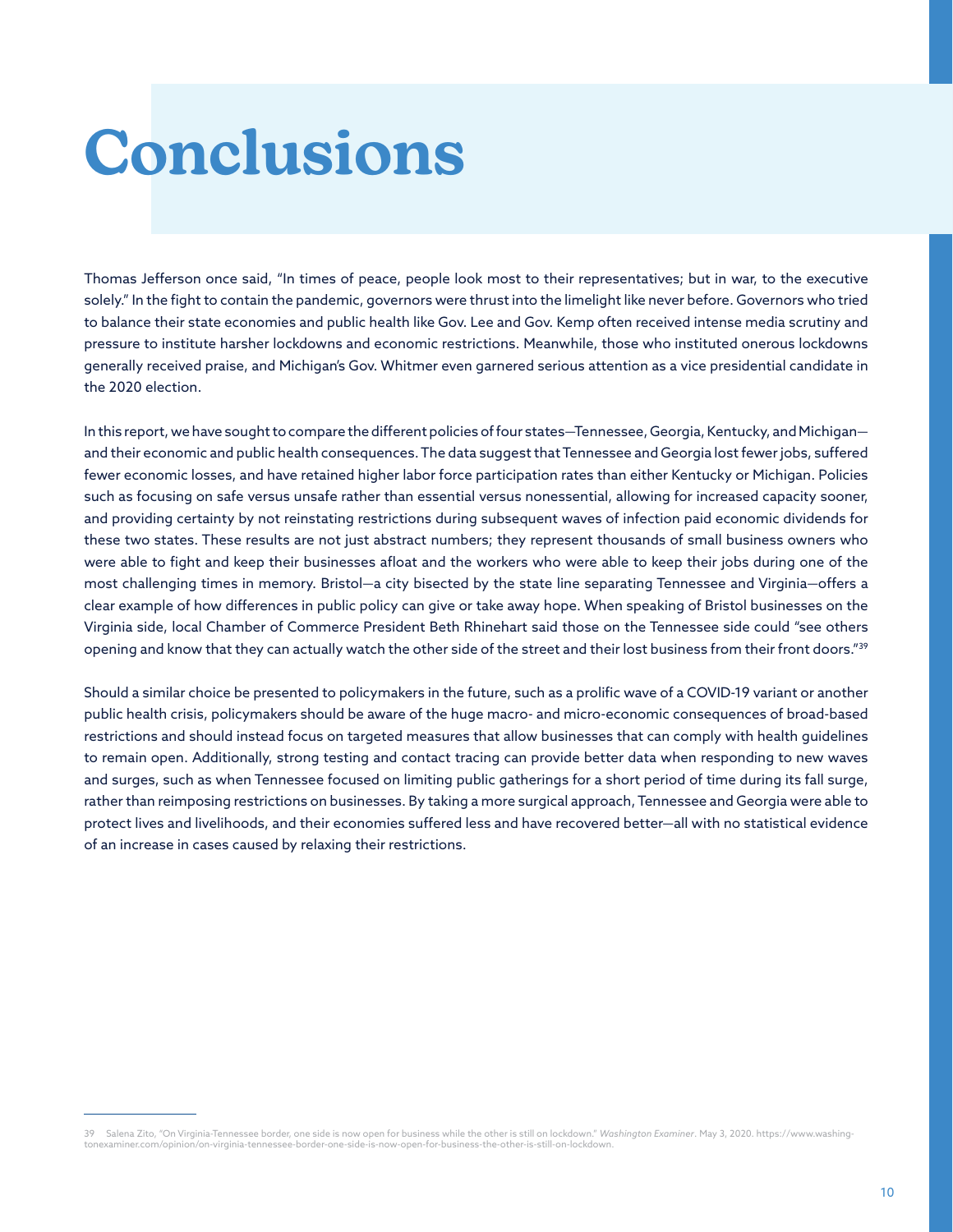# Conclusions

Thomas Jefferson once said, "In times of peace, people look most to their representatives; but in war, to the executive solely." In the fight to contain the pandemic, governors were thrust into the limelight like never before. Governors who tried to balance their state economies and public health like Gov. Lee and Gov. Kemp often received intense media scrutiny and pressure to institute harsher lockdowns and economic restrictions. Meanwhile, those who instituted onerous lockdowns generally received praise, and Michigan's Gov. Whitmer even garnered serious attention as a vice presidential candidate in the 2020 election.

In this report, we have sought to compare the different policies of four states—Tennessee, Georgia, Kentucky, and Michigan—and their economic and public health consequences. The data suggest that Tennessee and Georgia lost fewer jobs, suffered fewer economic losses, and have retained higher labor force participation rates than either Kentucky or Michigan. Policies such as focusing on safe versus unsafe rather than essential versus nonessential, allowing for increased capacity sooner, and providing certainty by not reinstating restrictions during subsequent waves of infection paid economic dividends for these two states. These results are not just abstract numbers; they represent thousands of small business owners who were able to fight and keep their businesses afloat and the workers who were able to keep their jobs during one of the most challenging times in memory. Bristol—a city bisected by the state line separating Tennessee and Virginia—offers a clear example of how differences in public policy can give or take away hope. When speaking of Bristol businesses on the Virginia side, local Chamber of Commerce President Beth Rhinehart said those on the Tennessee side could "see others opening and know that they can actually watch the other side of the street and their lost business from their front doors."[39]

Should a similar choice be presented to policymakers in the future, such as a prolific wave of a COVID-19 variant or another public health crisis, policymakers should be aware of the huge macro- and micro-economic consequences of broad-based restrictions and should instead focus on targeted measures that allow businesses that can comply with health guidelines to remain open. Additionally, strong testing and contact tracing can provide better data when responding to new waves and surges, such as when Tennessee focused on limiting public gatherings for a short period of time during its fall surge, rather than reimposing restrictions on businesses. By taking a more surgical approach, Tennessee and Georgia were able to protect lives and livelihoods, and their economies suffered less and have recovered better—all with no statistical evidence of an increase in cases caused by relaxing their restrictions.

---

39 Salena Zito, "On Virginia-Tennessee border, one side is now open for business while the other is still on lockdown." *Washington Examiner*. May 3, 2020. https://www.washingtonexaminer.com/opinion/on-virginia-tennessee-border-one-side-is-now-open-for-business-the-other-is-still-on-lockdown.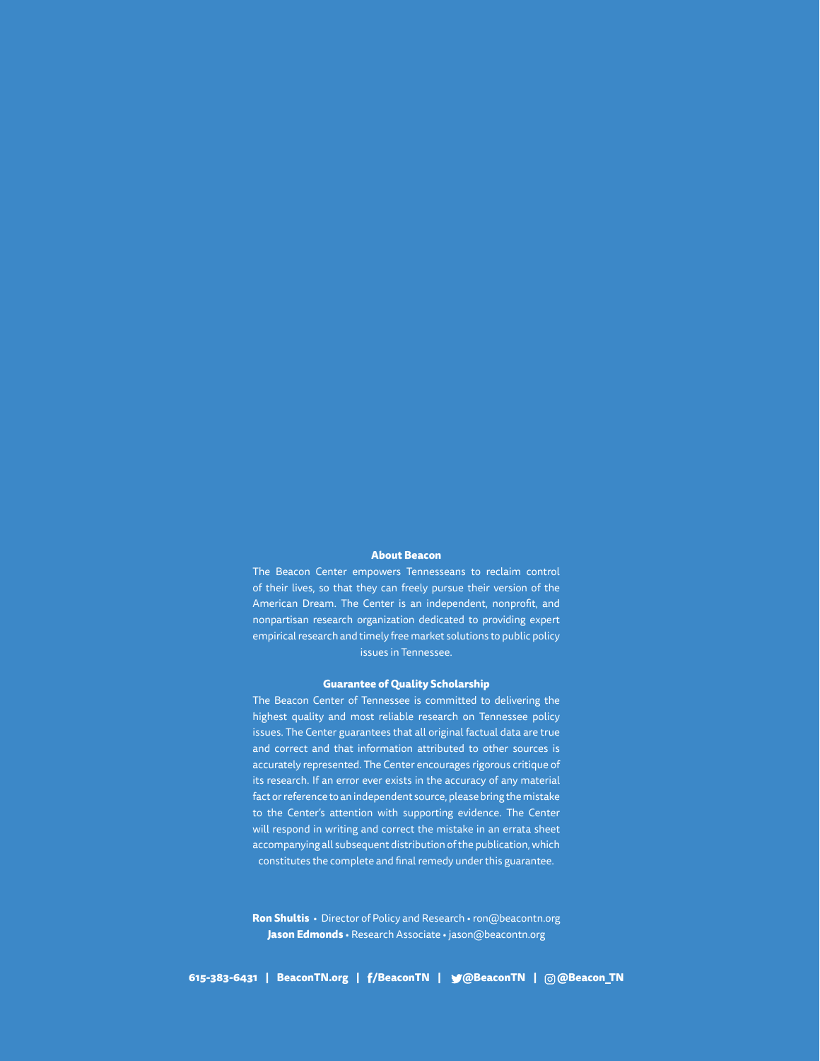### About Beacon

The Beacon Center empowers Tennesseans to reclaim control of their lives, so that they can freely pursue their version of the American Dream. The Center is an independent, nonprofit, and nonpartisan research organization dedicated to providing expert empirical research and timely free market solutions to public policy issues in Tennessee.

### Guarantee of Quality Scholarship

The Beacon Center of Tennessee is committed to delivering the highest quality and most reliable research on Tennessee policy issues. The Center guarantees that all original factual data are true and correct and that information attributed to other sources is accurately represented. The Center encourages rigorous critique of its research. If an error ever exists in the accuracy of any material fact or reference to an independent source, please bring the mistake to the Center's attention with supporting evidence. The Center will respond in writing and correct the mistake in an errata sheet accompanying all subsequent distribution of the publication, which constitutes the complete and final remedy under this guarantee.

**Ron Shultis** • Director of Policy and Research • ron@beacontn.org
**Jason Edmonds** • Research Associate • jason@beacontn.org

**615-383-6431 | BeaconTN.org | f/BeaconTN | @BeaconTN | @Beacon_TN**